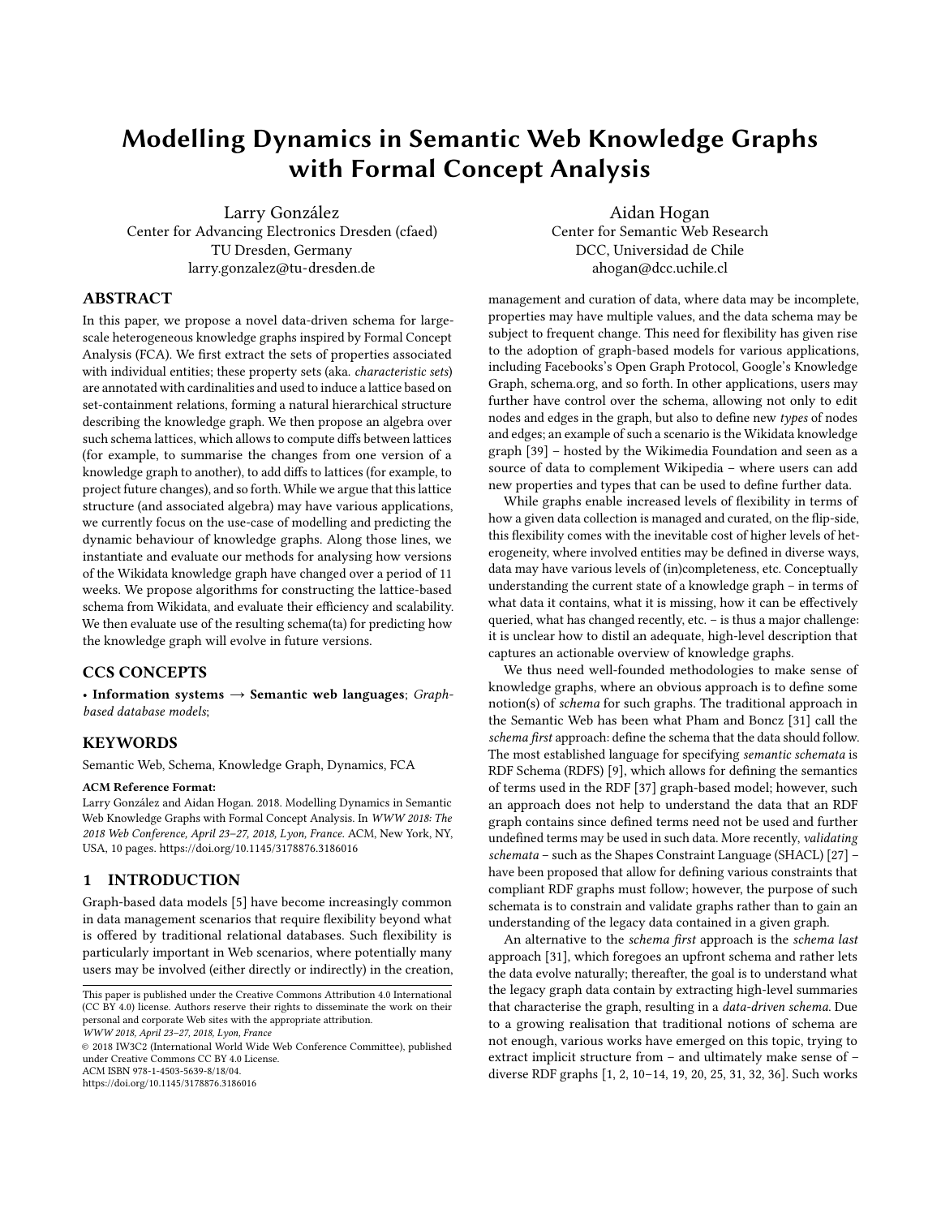# Modelling Dynamics in Semantic Web Knowledge Graphs with Formal Concept Analysis

Larry González
Center for Advancing Electronics Dresden (cfaed)
TU Dresden, Germany
larry.gonzalez@tu-dresden.de

Aidan Hogan
Center for Semantic Web Research
DCC, Universidad de Chile
ahogan@dcc.uchile.cl

## ABSTRACT

In this paper, we propose a novel data-driven schema for large-scale heterogeneous knowledge graphs inspired by Formal Concept Analysis (FCA). We first extract the sets of properties associated with individual entities; these property sets (aka. *characteristic sets*) are annotated with cardinalities and used to induce a lattice based on set-containment relations, forming a natural hierarchical structure describing the knowledge graph. We then propose an algebra over such schema lattices, which allows to compute diffs between lattices (for example, to summarise the changes from one version of a knowledge graph to another), to add diffs to lattices (for example, to project future changes), and so forth. While we argue that this lattice structure (and associated algebra) may have various applications, we currently focus on the use-case of modelling and predicting the dynamic behaviour of knowledge graphs. Along those lines, we instantiate and evaluate our methods for analysing how versions of the Wikidata knowledge graph have changed over a period of 11 weeks. We propose algorithms for constructing the lattice-based schema from Wikidata, and evaluate their efficiency and scalability. We then evaluate use of the resulting schema(ta) for predicting how the knowledge graph will evolve in future versions.

## CCS CONCEPTS

• **Information systems → Semantic web languages**; *Graph-based database models*;

## KEYWORDS

Semantic Web, Schema, Knowledge Graph, Dynamics, FCA

**ACM Reference Format:**
Larry González and Aidan Hogan. 2018. Modelling Dynamics in Semantic Web Knowledge Graphs with Formal Concept Analysis. In *WWW 2018: The 2018 Web Conference, April 23–27, 2018, Lyon, France.* ACM, New York, NY, USA, 10 pages. https://doi.org/10.1145/3178876.3186016

## 1 INTRODUCTION

Graph-based data models [5] have become increasingly common in data management scenarios that require flexibility beyond what is offered by traditional relational databases. Such flexibility is particularly important in Web scenarios, where potentially many users may be involved (either directly or indirectly) in the creation, management and curation of data, where data may be incomplete, properties may have multiple values, and the data schema may be subject to frequent change. This need for flexibility has given rise to the adoption of graph-based models for various applications, including Facebooks's Open Graph Protocol, Google's Knowledge Graph, schema.org, and so forth. In other applications, users may further have control over the schema, allowing not only to edit nodes and edges in the graph, but also to define new *types* of nodes and edges; an example of such a scenario is the Wikidata knowledge graph [39] – hosted by the Wikimedia Foundation and seen as a source of data to complement Wikipedia – where users can add new properties and types that can be used to define further data.

While graphs enable increased levels of flexibility in terms of how a given data collection is managed and curated, on the flip-side, this flexibility comes with the inevitable cost of higher levels of heterogeneity, where involved entities may be defined in diverse ways, data may have various levels of (in)completeness, etc. Conceptually understanding the current state of a knowledge graph – in terms of what data it contains, what it is missing, how it can be effectively queried, what has changed recently, etc. – is thus a major challenge: it is unclear how to distil an adequate, high-level description that captures an actionable overview of knowledge graphs.

We thus need well-founded methodologies to make sense of knowledge graphs, where an obvious approach is to define some notion(s) of *schema* for such graphs. The traditional approach in the Semantic Web has been what Pham and Boncz [31] call the *schema first* approach: define the schema that the data should follow. The most established language for specifying *semantic schemata* is RDF Schema (RDFS) [9], which allows for defining the semantics of terms used in the RDF [37] graph-based model; however, such an approach does not help to understand the data that an RDF graph contains since defined terms need not be used and further undefined terms may be used in such data. More recently, *validating schemata* – such as the Shapes Constraint Language (SHACL) [27] – have been proposed that allow for defining various constraints that compliant RDF graphs must follow; however, the purpose of such schemata is to constrain and validate graphs rather than to gain an understanding of the legacy data contained in a given graph.

An alternative to the *schema first* approach is the *schema last* approach [31], which foregoes an upfront schema and rather lets the data evolve naturally; thereafter, the goal is to understand what the legacy graph data contain by extracting high-level summaries that characterise the graph, resulting in a *data-driven schema*. Due to a growing realisation that traditional notions of schema are not enough, various works have emerged on this topic, trying to extract implicit structure from – and ultimately make sense of – diverse RDF graphs [1, 2, 10–14, 19, 20, 25, 31, 32, 36]. Such works

This paper is published under the Creative Commons Attribution 4.0 International (CC BY 4.0) license. Authors reserve their rights to disseminate the work on their personal and corporate Web sites with the appropriate attribution.
*WWW 2018, April 23–27, 2018, Lyon, France*
© 2018 IW3C2 (International World Wide Web Conference Committee), published under Creative Commons CC BY 4.0 License.
ACM ISBN 978-1-4503-5639-8/18/04.
https://doi.org/10.1145/3178876.3186016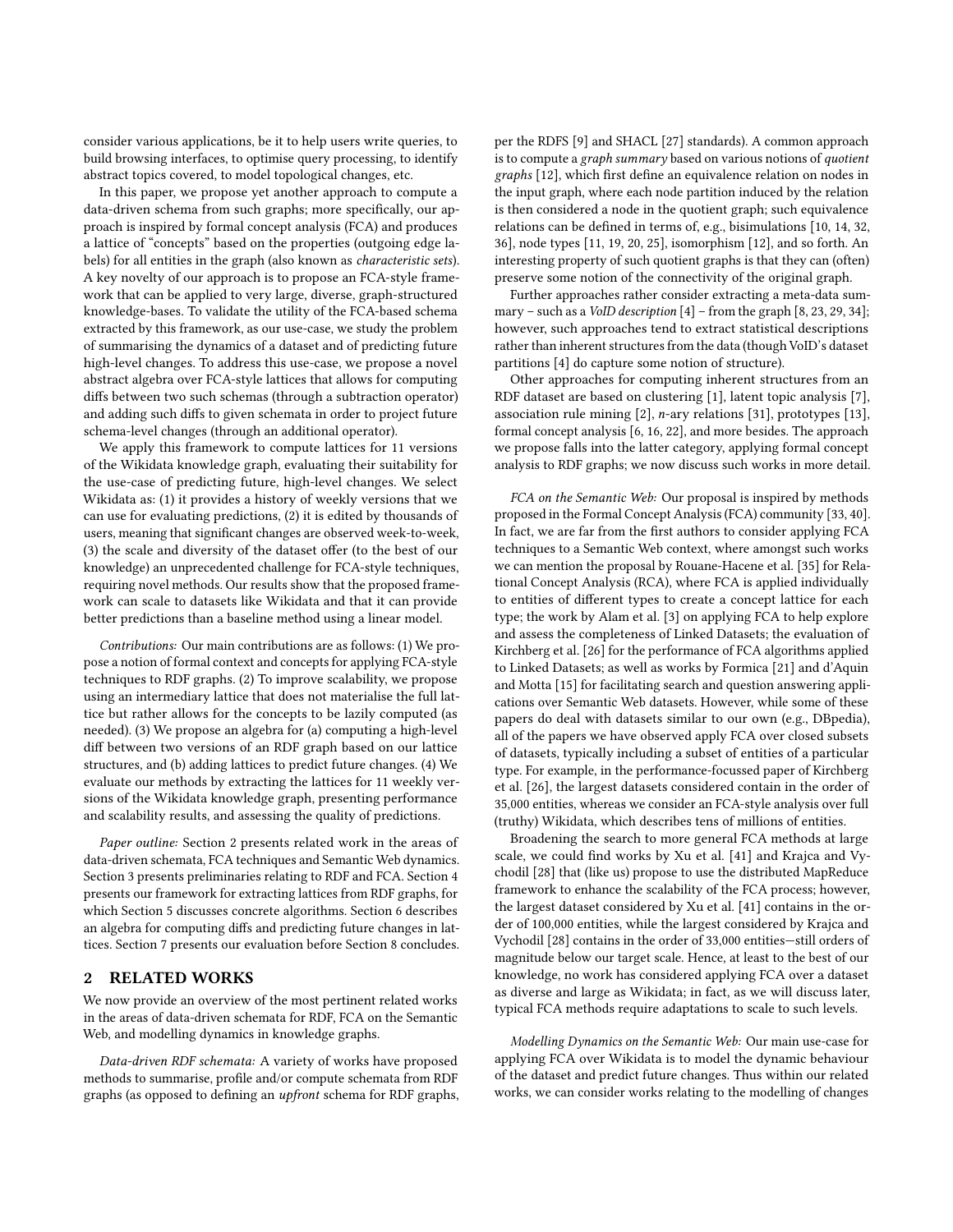consider various applications, be it to help users write queries, to build browsing interfaces, to optimise query processing, to identify abstract topics covered, to model topological changes, etc.

In this paper, we propose yet another approach to compute a data-driven schema from such graphs; more specifically, our approach is inspired by formal concept analysis (FCA) and produces a lattice of "concepts" based on the properties (outgoing edge labels) for all entities in the graph (also known as *characteristic sets*). A key novelty of our approach is to propose an FCA-style framework that can be applied to very large, diverse, graph-structured knowledge-bases. To validate the utility of the FCA-based schema extracted by this framework, as our use-case, we study the problem of summarising the dynamics of a dataset and of predicting future high-level changes. To address this use-case, we propose a novel abstract algebra over FCA-style lattices that allows for computing diffs between two such schemas (through a subtraction operator) and adding such diffs to given schemata in order to project future schema-level changes (through an additional operator).

We apply this framework to compute lattices for 11 versions of the Wikidata knowledge graph, evaluating their suitability for the use-case of predicting future, high-level changes. We select Wikidata as: (1) it provides a history of weekly versions that we can use for evaluating predictions, (2) it is edited by thousands of users, meaning that significant changes are observed week-to-week, (3) the scale and diversity of the dataset offer (to the best of our knowledge) an unprecedented challenge for FCA-style techniques, requiring novel methods. Our results show that the proposed framework can scale to datasets like Wikidata and that it can provide better predictions than a baseline method using a linear model.

*Contributions:* Our main contributions are as follows: (1) We propose a notion of formal context and concepts for applying FCA-style techniques to RDF graphs. (2) To improve scalability, we propose using an intermediary lattice that does not materialise the full lattice but rather allows for the concepts to be lazily computed (as needed). (3) We propose an algebra for (a) computing a high-level diff between two versions of an RDF graph based on our lattice structures, and (b) adding lattices to predict future changes. (4) We evaluate our methods by extracting the lattices for 11 weekly versions of the Wikidata knowledge graph, presenting performance and scalability results, and assessing the quality of predictions.

*Paper outline:* Section 2 presents related work in the areas of data-driven schemata, FCA techniques and Semantic Web dynamics. Section 3 presents preliminaries relating to RDF and FCA. Section 4 presents our framework for extracting lattices from RDF graphs, for which Section 5 discusses concrete algorithms. Section 6 describes an algebra for computing diffs and predicting future changes in lattices. Section 7 presents our evaluation before Section 8 concludes.

## 2 RELATED WORKS

We now provide an overview of the most pertinent related works in the areas of data-driven schemata for RDF, FCA on the Semantic Web, and modelling dynamics in knowledge graphs.

*Data-driven RDF schemata:* A variety of works have proposed methods to summarise, profile and/or compute schemata from RDF graphs (as opposed to defining an *upfront* schema for RDF graphs, per the RDFS [9] and SHACL [27] standards). A common approach is to compute a *graph summary* based on various notions of *quotient graphs* [12], which first define an equivalence relation on nodes in the input graph, where each node partition induced by the relation is then considered a node in the quotient graph; such equivalence relations can be defined in terms of, e.g., bisimulations [10, 14, 32, 36], node types [11, 19, 20, 25], isomorphism [12], and so forth. An interesting property of such quotient graphs is that they can (often) preserve some notion of the connectivity of the original graph.

Further approaches rather consider extracting a meta-data summary – such as a *VoID description* [4] – from the graph [8, 23, 29, 34]; however, such approaches tend to extract statistical descriptions rather than inherent structures from the data (though VoID's dataset partitions [4] do capture some notion of structure).

Other approaches for computing inherent structures from an RDF dataset are based on clustering [1], latent topic analysis [7], association rule mining [2], *n*-ary relations [31], prototypes [13], formal concept analysis [6, 16, 22], and more besides. The approach we propose falls into the latter category, applying formal concept analysis to RDF graphs; we now discuss such works in more detail.

*FCA on the Semantic Web:* Our proposal is inspired by methods proposed in the Formal Concept Analysis (FCA) community [33, 40]. In fact, we are far from the first authors to consider applying FCA techniques to a Semantic Web context, where amongst such works we can mention the proposal by Rouane-Hacene et al. [35] for Relational Concept Analysis (RCA), where FCA is applied individually to entities of different types to create a concept lattice for each type; the work by Alam et al. [3] on applying FCA to help explore and assess the completeness of Linked Datasets; the evaluation of Kirchberg et al. [26] for the performance of FCA algorithms applied to Linked Datasets; as well as works by Formica [21] and d'Aquin and Motta [15] for facilitating search and question answering applications over Semantic Web datasets. However, while some of these papers do deal with datasets similar to our own (e.g., DBpedia), all of the papers we have observed apply FCA over closed subsets of datasets, typically including a subset of entities of a particular type. For example, in the performance-focussed paper of Kirchberg et al. [26], the largest datasets considered contain in the order of 35,000 entities, whereas we consider an FCA-style analysis over full (truthy) Wikidata, which describes tens of millions of entities.

Broadening the search to more general FCA methods at large scale, we could find works by Xu et al. [41] and Krajca and Vychodil [28] that (like us) propose to use the distributed MapReduce framework to enhance the scalability of the FCA process; however, the largest dataset considered by Xu et al. [41] contains in the order of 100,000 entities, while the largest considered by Krajca and Vychodil [28] contains in the order of 33,000 entities—still orders of magnitude below our target scale. Hence, at least to the best of our knowledge, no work has considered applying FCA over a dataset as diverse and large as Wikidata; in fact, as we will discuss later, typical FCA methods require adaptations to scale to such levels.

*Modelling Dynamics on the Semantic Web:* Our main use-case for applying FCA over Wikidata is to model the dynamic behaviour of the dataset and predict future changes. Thus within our related works, we can consider works relating to the modelling of changes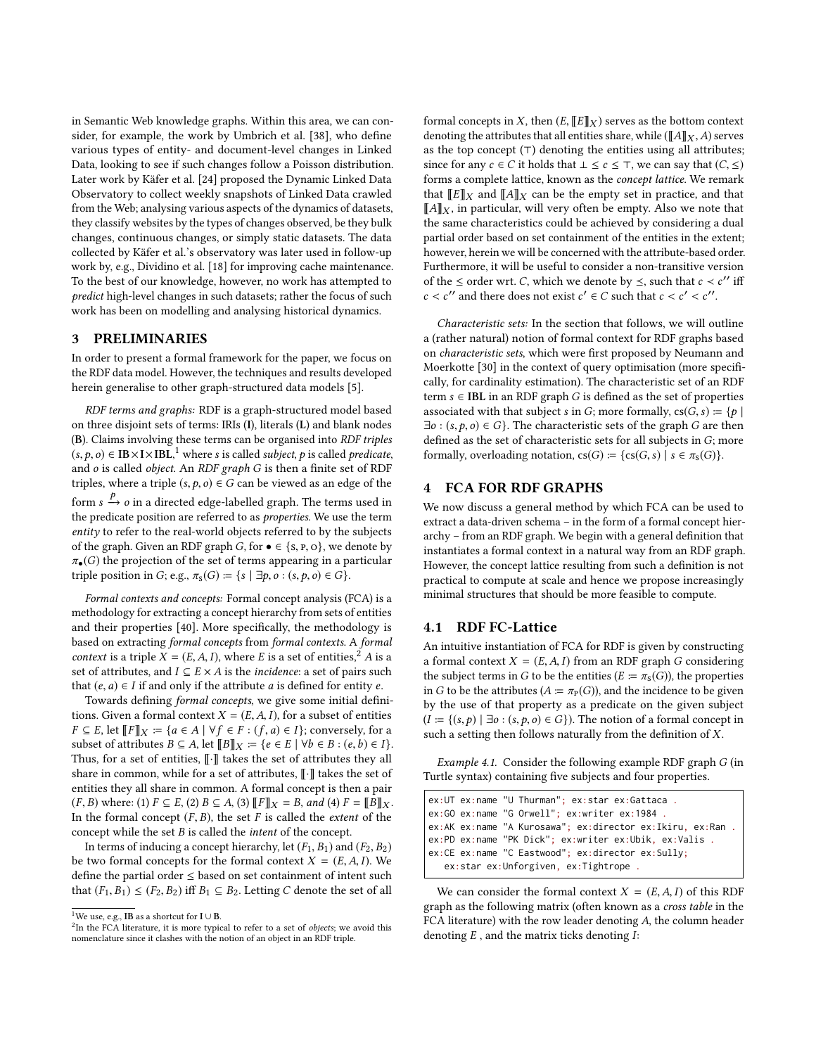in Semantic Web knowledge graphs. Within this area, we can consider, for example, the work by Umbrich et al. [38], who define various types of entity- and document-level changes in Linked Data, looking to see if such changes follow a Poisson distribution. Later work by Käfer et al. [24] proposed the Dynamic Linked Data Observatory to collect weekly snapshots of Linked Data crawled from the Web; analysing various aspects of the dynamics of datasets, they classify websites by the types of changes observed, be they bulk changes, continuous changes, or simply static datasets. The data collected by Käfer et al.'s observatory was later used in follow-up work by, e.g., Dividino et al. [18] for improving cache maintenance. To the best of our knowledge, however, no work has attempted to *predict* high-level changes in such datasets; rather the focus of such work has been on modelling and analysing historical dynamics.

## 3 PRELIMINARIES

In order to present a formal framework for the paper, we focus on the RDF data model. However, the techniques and results developed herein generalise to other graph-structured data models [5].

*RDF terms and graphs:* RDF is a graph-structured model based on three disjoint sets of terms: IRIs (**I**), literals (**L**) and blank nodes (**B**). Claims involving these terms can be organised into *RDF triples* $(s, p, o) \in \mathbf{IB} \times \mathbf{I} \times \mathbf{IBL}$,[1] where $s$ is called *subject*, $p$ is called *predicate*, and $o$ is called *object*. An *RDF graph* $G$ is then a finite set of RDF triples, where a triple $(s, p, o) \in G$ can be viewed as an edge of the form $s \xrightarrow{p} o$ in a directed edge-labelled graph. The terms used in the predicate position are referred to as *properties*. We use the term *entity* to refer to the real-world objects referred to by the subjects of the graph. Given an RDF graph $G$, for $\bullet \in \{\text{s}, \text{p}, \text{o}\}$, we denote by $\pi_\bullet(G)$ the projection of the set of terms appearing in a particular triple position in $G$; e.g., $\pi_\text{s}(G) := \{s \mid \exists p, o : (s, p, o) \in G\}$.

*Formal contexts and concepts:* Formal concept analysis (FCA) is a methodology for extracting a concept hierarchy from sets of entities and their properties [40]. More specifically, the methodology is based on extracting *formal concepts* from *formal contexts*. A *formal context* is a triple $X = (E, A, I)$, where $E$ is a set of entities,[2] $A$ is a set of attributes, and $I \subseteq E \times A$ is the *incidence*: a set of pairs such that $(e, a) \in I$ if and only if the attribute $a$ is defined for entity $e$.

Towards defining *formal concepts*, we give some initial definitions. Given a formal context $X = (E, A, I)$, for a subset of entities $F \subseteq E$, let $[\![F]\!]_X := \{a \in A \mid \forall f \in F : (f, a) \in I\}$; conversely, for a subset of attributes $B \subseteq A$, let $[\![B]\!]_X := \{e \in E \mid \forall b \in B : (e, b) \in I\}$. Thus, for a set of entities, $[\![\cdot]\!]$ takes the set of attributes they all share in common, while for a set of attributes, $[\![\cdot]\!]$ takes the set of entities they all share in common. A formal concept is then a pair $(F, B)$ where: (1) $F \subseteq E$, (2) $B \subseteq A$, (3) $[\![F]\!]_X = B$, *and* (4) $F = [\![B]\!]_X$. In the formal concept $(F, B)$, the set $F$ is called the *extent* of the concept while the set $B$ is called the *intent* of the concept.

In terms of inducing a concept hierarchy, let $(F_1, B_1)$ and $(F_2, B_2)$ be two formal concepts for the formal context $X = (E, A, I)$. We define the partial order $\leq$ based on set containment of intent such that $(F_1, B_1) \leq (F_2, B_2)$ iff $B_1 \subseteq B_2$. Letting $C$ denote the set of all formal concepts in $X$, then $(E, [\![E]\!]_X)$ serves as the bottom context denoting the attributes that all entities share, while $([\![A]\!]_X, A)$ serves as the top concept ($\top$) denoting the entities using all attributes; since for any $c \in C$ it holds that $\bot \leq c \leq \top$, we can say that $(C, \leq)$ forms a complete lattice, known as the *concept lattice.* We remark that $[\![E]\!]_X$ and $[\![A]\!]_X$ can be the empty set in practice, and that $[\![A]\!]_X$, in particular, will very often be empty. Also we note that the same characteristics could be achieved by considering a dual partial order based on set containment of the entities in the extent; however, herein we will be concerned with the attribute-based order. Furthermore, it will be useful to consider a non-transitive version of the $\leq$ order wrt. $C$, which we denote by $\lessdot$, such that $c \lessdot c''$ iff $c < c''$ and there does not exist $c' \in C$ such that $c < c' < c''$.

*Characteristic sets:* In the section that follows, we will outline a (rather natural) notion of formal context for RDF graphs based on *characteristic sets*, which were first proposed by Neumann and Moerkotte [30] in the context of query optimisation (more specifically, for cardinality estimation). The characteristic set of an RDF term $s \in \mathbf{IBL}$ in an RDF graph $G$ is defined as the set of properties associated with that subject $s$ in $G$; more formally, $\text{cs}(G, s) := \{p \mid \exists o : (s, p, o) \in G\}$. The characteristic sets of the graph $G$ are then defined as the set of characteristic sets for all subjects in $G$; more formally, overloading notation, $\text{cs}(G) := \{\text{cs}(G, s) \mid s \in \pi_\text{s}(G)\}$.

## 4 FCA FOR RDF GRAPHS

We now discuss a general method by which FCA can be used to extract a data-driven schema – in the form of a formal concept hierarchy – from an RDF graph. We begin with a general definition that instantiates a formal context in a natural way from an RDF graph. However, the concept lattice resulting from such a definition is not practical to compute at scale and hence we propose increasingly minimal structures that should be more feasible to compute.

### 4.1 RDF FC-Lattice

An intuitive instantiation of FCA for RDF is given by constructing a formal context $X = (E, A, I)$ from an RDF graph $G$ considering the subject terms in $G$ to be the entities ($E := \pi_\text{s}(G)$), the properties in $G$ to be the attributes ($A := \pi_\text{p}(G)$), and the incidence to be given by the use of that property as a predicate on the given subject ($I := \{(s, p) \mid \exists o : (s, p, o) \in G\}$). The notion of a formal concept in such a setting then follows naturally from the definition of $X$.

*Example 4.1.* Consider the following example RDF graph $G$ (in Turtle syntax) containing five subjects and four properties.

```
ex:UT ex:name "U Thurman"; ex:star ex:Gattaca .
ex:GO ex:name "G Orwell"; ex:writer ex:1984 .
ex:AK ex:name "A Kurosawa"; ex:director ex:Ikiru, ex:Ran .
ex:PD ex:name "PK Dick"; ex:writer ex:Ubik, ex:Valis .
ex:CE ex:name "C Eastwood"; ex:director ex:Sully;
   ex:star ex:Unforgiven, ex:Tightrope .
```

We can consider the formal context $X = (E, A, I)$ of this RDF graph as the following matrix (often known as a *cross table* in the FCA literature) with the row leader denoting $A$, the column header denoting $E$ , and the matrix ticks denoting $I$:

---

[1] We use, e.g., **IB** as a shortcut for $\mathbf{I} \cup \mathbf{B}$.

[2] In the FCA literature, it is more typical to refer to a set of *objects*; we avoid this nomenclature since it clashes with the notion of an object in an RDF triple.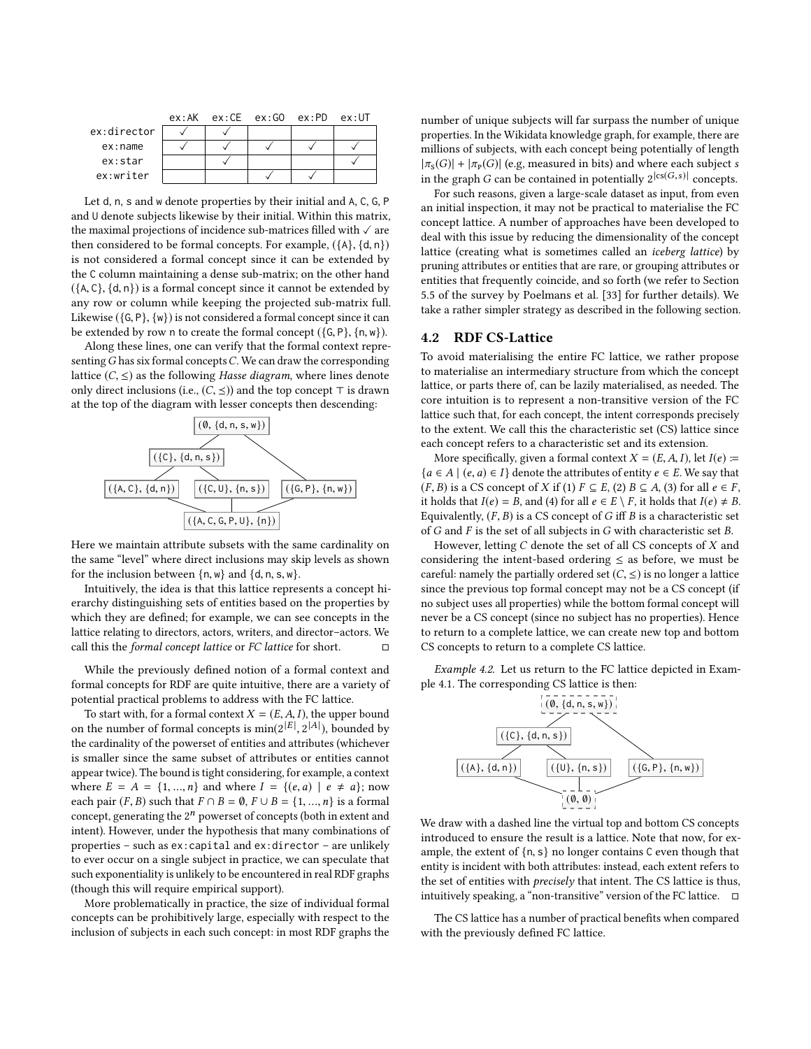|  | ex:AK | ex:CE | ex:GO | ex:PD | ex:UT |
|---|---|---|---|---|---|
| ex:director | ✓ | ✓ |  |  |  |
| ex:name | ✓ | ✓ | ✓ | ✓ | ✓ |
| ex:star |  | ✓ |  |  | ✓ |
| ex:writer |  |  | ✓ | ✓ |  |

Let d, n, s and w denote properties by their initial and A, C, G, P and U denote subjects likewise by their initial. Within this matrix, the maximal projections of incidence sub-matrices filled with ✓ are then considered to be formal concepts. For example, ({A}, {d, n}) is not considered a formal concept since it can be extended by the C column maintaining a dense sub-matrix; on the other hand ({A, C}, {d, n}) is a formal concept since it cannot be extended by any row or column while keeping the projected sub-matrix full. Likewise ({G, P}, {w}) is not considered a formal concept since it can be extended by row n to create the formal concept ({G, P}, {n, w}).

Along these lines, one can verify that the formal context representing $G$ has six formal concepts $C$. We can draw the corresponding lattice $(C, \leq)$ as the following *Hasse diagram*, where lines denote only direct inclusions (i.e., $(C, \preceq)$) and the top concept $\top$ is drawn at the top of the diagram with lesser concepts then descending:

```
                 (∅, {d, n, s, w})
                /                  \
      ({C}, {d, n, s})              \
       /            \                \
({A, C}, {d, n})  ({C, U}, {n, s})  ({G, P}, {n, w})
            \           |           /
            ({A, C, G, P, U}, {n})
```

Here we maintain attribute subsets with the same cardinality on the same "level" where direct inclusions may skip levels as shown for the inclusion between {n, w} and {d, n, s, w}.

Intuitively, the idea is that this lattice represents a concept hierarchy distinguishing sets of entities based on the properties by which they are defined; for example, we can see concepts in the lattice relating to directors, actors, writers, and director–actors. We call this the *formal concept lattice* or *FC lattice* for short. □

While the previously defined notion of a formal context and formal concepts for RDF are quite intuitive, there are a variety of potential practical problems to address with the FC lattice.

To start with, for a formal context $X = (E, A, I)$, the upper bound on the number of formal concepts is $\min(2^{|E|}, 2^{|A|})$, bounded by the cardinality of the powerset of entities and attributes (whichever is smaller since the same subset of attributes or entities cannot appear twice). The bound is tight considering, for example, a context where $E = A = \{1, ..., n\}$ and where $I = \{(e, a) \mid e \neq a\}$; now each pair $(F, B)$ such that $F \cap B = \emptyset$, $F \cup B = \{1, ..., n\}$ is a formal concept, generating the $2^n$ powerset of concepts (both in extent and intent). However, under the hypothesis that many combinations of properties – such as ex:capital and ex:director – are unlikely to ever occur on a single subject in practice, we can speculate that such exponentiality is unlikely to be encountered in real RDF graphs (though this will require empirical support).

More problematically in practice, the size of individual formal concepts can be prohibitively large, especially with respect to the inclusion of subjects in each such concept: in most RDF graphs the number of unique subjects will far surpass the number of unique properties. In the Wikidata knowledge graph, for example, there are millions of subjects, with each concept being potentially of length $|\pi_S(G)| + |\pi_P(G)|$ (e.g, measured in bits) and where each subject $s$ in the graph $G$ can be contained in potentially $2^{|cs(G,s)|}$ concepts.

For such reasons, given a large-scale dataset as input, from even an initial inspection, it may not be practical to materialise the FC concept lattice. A number of approaches have been developed to deal with this issue by reducing the dimensionality of the concept lattice (creating what is sometimes called an *iceberg lattice*) by pruning attributes or entities that are rare, or grouping attributes or entities that frequently coincide, and so forth (we refer to Section 5.5 of the survey by Poelmans et al. [33] for further details). We take a rather simpler strategy as described in the following section.

## 4.2 RDF CS-Lattice

To avoid materialising the entire FC lattice, we rather propose to materialise an intermediary structure from which the concept lattice, or parts there of, can be lazily materialised, as needed. The core intuition is to represent a non-transitive version of the FC lattice such that, for each concept, the intent corresponds precisely to the extent. We call this the characteristic set (CS) lattice since each concept refers to a characteristic set and its extension.

More specifically, given a formal context $X = (E, A, I)$, let $I(e) := \{a \in A \mid (e, a) \in I\}$ denote the attributes of entity $e \in E$. We say that $(F, B)$ is a CS concept of $X$ if (1) $F \subseteq E$, (2) $B \subseteq A$, (3) for all $e \in F$, it holds that $I(e) = B$, and (4) for all $e \in E \setminus F$, it holds that $I(e) \neq B$. Equivalently, $(F, B)$ is a CS concept of $G$ iff $B$ is a characteristic set of $G$ and $F$ is the set of all subjects in $G$ with characteristic set $B$.

However, letting $C$ denote the set of all CS concepts of $X$ and considering the intent-based ordering $\leq$ as before, we must be careful: namely the partially ordered set $(C, \leq)$ is no longer a lattice since the previous top formal concept may not be a CS concept (if no subject uses all properties) while the bottom formal concept will never be a CS concept (since no subject has no properties). Hence to return to a complete lattice, we can create new top and bottom CS concepts to return to a complete CS lattice.

*Example 4.2.* Let us return to the FC lattice depicted in Example 4.1. The corresponding CS lattice is then:

```
                 (∅, {d, n, s, w})   [dashed]
                /                  \
      ({C}, {d, n, s})              \
       /            \                \
({A}, {d, n})    ({U}, {n, s})    ({G, P}, {n, w})
            \           |           /
                   (∅, ∅)   [dashed]
```

We draw with a dashed line the virtual top and bottom CS concepts introduced to ensure the result is a lattice. Note that now, for example, the extent of {n, s} no longer contains C even though that entity is incident with both attributes: instead, each extent refers to the set of entities with *precisely* that intent. The CS lattice is thus, intuitively speaking, a "non-transitive" version of the FC lattice. □

The CS lattice has a number of practical benefits when compared with the previously defined FC lattice.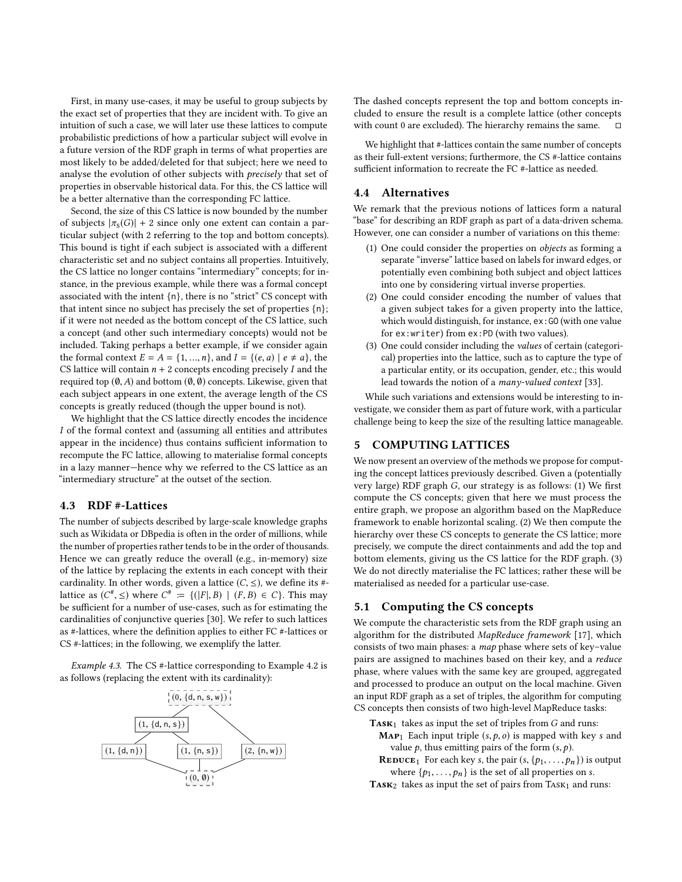First, in many use-cases, it may be useful to group subjects by the exact set of properties that they are incident with. To give an intuition of such a case, we will later use these lattices to compute probabilistic predictions of how a particular subject will evolve in a future version of the RDF graph in terms of what properties are most likely to be added/deleted for that subject; here we need to analyse the evolution of other subjects with *precisely* that set of properties in observable historical data. For this, the CS lattice will be a better alternative than the corresponding FC lattice.

Second, the size of this CS lattice is now bounded by the number of subjects $|\pi_s(G)| + 2$ since only one extent can contain a particular subject (with 2 referring to the top and bottom concepts). This bound is tight if each subject is associated with a different characteristic set and no subject contains all properties. Intuitively, the CS lattice no longer contains "intermediary" concepts; for instance, in the previous example, while there was a formal concept associated with the intent {n}, there is no "strict" CS concept with that intent since no subject has precisely the set of properties {n}; if it were not needed as the bottom concept of the CS lattice, such a concept (and other such intermediary concepts) would not be included. Taking perhaps a better example, if we consider again the formal context $E = A = \{1, ..., n\}$, and $I = \{(e, a) \mid e \neq a\}$, the CS lattice will contain $n + 2$ concepts encoding precisely $I$ and the required top $(\emptyset, A)$ and bottom $(\emptyset, \emptyset)$ concepts. Likewise, given that each subject appears in one extent, the average length of the CS concepts is greatly reduced (though the upper bound is not).

We highlight that the CS lattice directly encodes the incidence $I$ of the formal context and (assuming all entities and attributes appear in the incidence) thus contains sufficient information to recompute the FC lattice, allowing to materialise formal concepts in a lazy manner—hence why we referred to the CS lattice as an "intermediary structure" at the outset of the section.

### 4.3 RDF #-Lattices

The number of subjects described by large-scale knowledge graphs such as Wikidata or DBpedia is often in the order of millions, while the number of properties rather tends to be in the order of thousands. Hence we can greatly reduce the overall (e.g., in-memory) size of the lattice by replacing the extents in each concept with their cardinality. In other words, given a lattice $(C, \leq)$, we define its #-lattice as $(C^\#, \leq)$ where $C^\# := \{(|F|, B) \mid (F, B) \in C\}$. This may be sufficient for a number of use-cases, such as for estimating the cardinalities of conjunctive queries [30]. We refer to such lattices as #-lattices, where the definition applies to either FC #-lattices or CS #-lattices; in the following, we exemplify the latter.

*Example 4.3.* The CS #-lattice corresponding to Example 4.2 is as follows (replacing the extent with its cardinality):

(0, {d, n, s, w})

(1, {d, n, s})

(1, {d, n}) (1, {n, s}) (2, {n, w})

(0, ∅)

The dashed concepts represent the top and bottom concepts included to ensure the result is a complete lattice (other concepts with count 0 are excluded). The hierarchy remains the same. □

We highlight that #-lattices contain the same number of concepts as their full-extent versions; furthermore, the CS #-lattice contains sufficient information to recreate the FC #-lattice as needed.

### 4.4 Alternatives

We remark that the previous notions of lattices form a natural "base" for describing an RDF graph as part of a data-driven schema. However, one can consider a number of variations on this theme:

1. One could consider the properties on *objects* as forming a separate "inverse" lattice based on labels for inward edges, or potentially even combining both subject and object lattices into one by considering virtual inverse properties.
2. One could consider encoding the number of values that a given subject takes for a given property into the lattice, which would distinguish, for instance, `ex:GO` (with one value for `ex:writer`) from `ex:PD` (with two values).
3. One could consider including the *values* of certain (categorical) properties into the lattice, such as to capture the type of a particular entity, or its occupation, gender, etc.; this would lead towards the notion of a *many-valued context* [33].

While such variations and extensions would be interesting to investigate, we consider them as part of future work, with a particular challenge being to keep the size of the resulting lattice manageable.

## 5 COMPUTING LATTICES

We now present an overview of the methods we propose for computing the concept lattices previously described. Given a (potentially very large) RDF graph $G$, our strategy is as follows: (1) We first compute the CS concepts; given that here we must process the entire graph, we propose an algorithm based on the MapReduce framework to enable horizontal scaling. (2) We then compute the hierarchy over these CS concepts to generate the CS lattice; more precisely, we compute the direct containments and add the top and bottom elements, giving us the CS lattice for the RDF graph. (3) We do not directly materialise the FC lattices; rather these will be materialised as needed for a particular use-case.

### 5.1 Computing the CS concepts

We compute the characteristic sets from the RDF graph using an algorithm for the distributed *MapReduce framework* [17], which consists of two main phases: a *map* phase where sets of key–value pairs are assigned to machines based on their key, and a *reduce* phase, where values with the same key are grouped, aggregated and processed to produce an output on the local machine. Given an input RDF graph as a set of triples, the algorithm for computing CS concepts then consists of two high-level MapReduce tasks:

**Task**$_1$ takes as input the set of triples from $G$ and runs:

- **Map**$_1$ Each input triple $(s, p, o)$ is mapped with key $s$ and value $p$, thus emitting pairs of the form $(s, p)$.
- **Reduce**$_1$ For each key $s$, the pair $(s, \{p_1, \ldots, p_n\})$ is output where $\{p_1, \ldots, p_n\}$ is the set of all properties on $s$.

**Task**$_2$ takes as input the set of pairs from Task$_1$ and runs: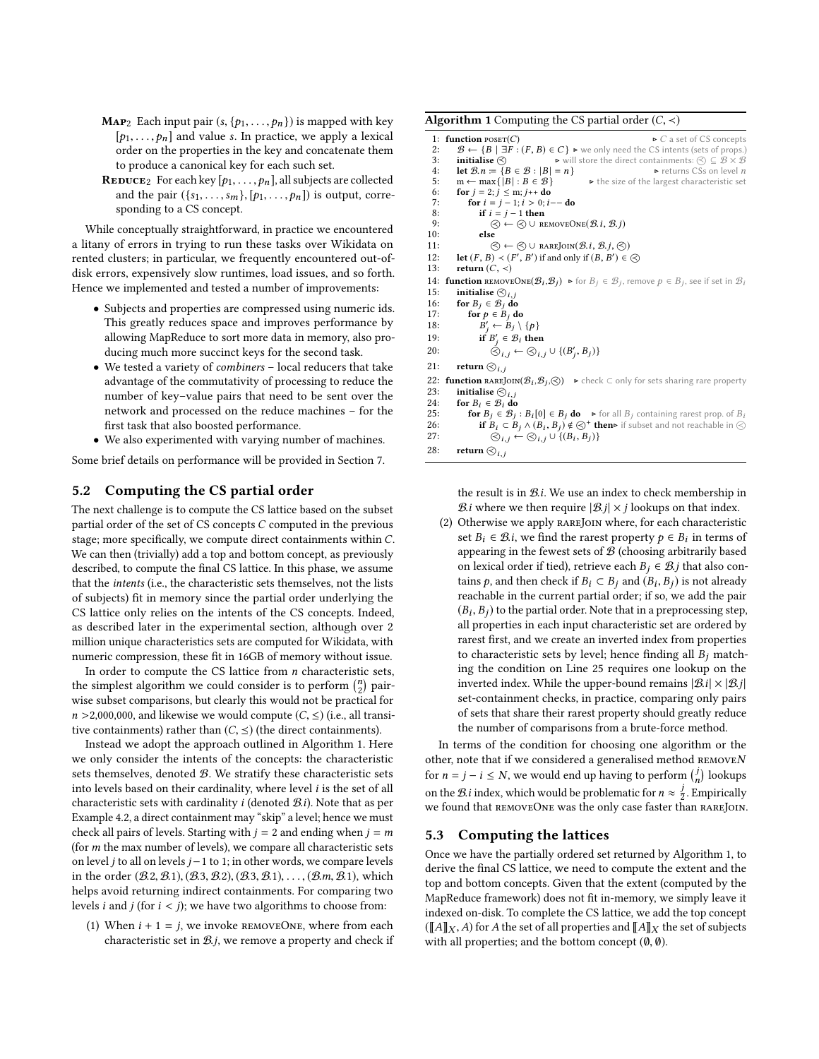**Map**$_2$ Each input pair $(s, \{p_1, \ldots, p_n\})$ is mapped with key $[p_1, \ldots, p_n]$ and value $s$. In practice, we apply a lexical order on the properties in the key and concatenate them to produce a canonical key for each such set.

**Reduce**$_2$ For each key $[p_1, \ldots, p_n]$, all subjects are collected and the pair $(\{s_1, \ldots, s_m\}, [p_1, \ldots, p_n])$ is output, corresponding to a CS concept.

While conceptually straightforward, in practice we encountered a litany of errors in trying to run these tasks over Wikidata on rented clusters; in particular, we frequently encountered out-of-disk errors, expensively slow runtimes, load issues, and so forth. Hence we implemented and tested a number of improvements:

- Subjects and properties are compressed using numeric ids. This greatly reduces space and improves performance by allowing MapReduce to sort more data in memory, also producing much more succinct keys for the second task.
- We tested a variety of *combiners* – local reducers that take advantage of the commutativity of processing to reduce the number of key–value pairs that need to be sent over the network and processed on the reduce machines – for the first task that also boosted performance.
- We also experimented with varying number of machines.

Some brief details on performance will be provided in Section 7.

## 5.2 Computing the CS partial order

The next challenge is to compute the CS lattice based on the subset partial order of the set of CS concepts $C$ computed in the previous stage; more specifically, we compute direct containments within $C$. We can then (trivially) add a top and bottom concept, as previously described, to compute the final CS lattice. In this phase, we assume that the *intents* (i.e., the characteristic sets themselves, not the lists of subjects) fit in memory since the partial order underlying the CS lattice only relies on the intents of the CS concepts. Indeed, as described later in the experimental section, although over 2 million unique characteristics sets are computed for Wikidata, with numeric compression, these fit in 16GB of memory without issue.

In order to compute the CS lattice from $n$ characteristic sets, the simplest algorithm we could consider is to perform $\binom{n}{2}$ pairwise subset comparisons, but clearly this would not be practical for $n$ >2,000,000, and likewise we would compute $(C, \leq)$ (i.e., all transitive containments) rather than $(C, \lessdot)$ (the direct containments).

Instead we adopt the approach outlined in Algorithm 1. Here we only consider the intents of the concepts: the characteristic sets themselves, denoted $\mathcal{B}$. We stratify these characteristic sets into levels based on their cardinality, where level $i$ is the set of all characteristic sets with cardinality $i$ (denoted $\mathcal{B}.i$). Note that as per Example 4.2, a direct containment may "skip" a level; hence we must check all pairs of levels. Starting with $j = 2$ and ending when $j = m$ (for $m$ the max number of levels), we compare all characteristic sets on level $j$ to all on levels $j-1$ to 1; in other words, we compare levels in the order $(\mathcal{B}.2, \mathcal{B}.1), (\mathcal{B}.3, \mathcal{B}.2), (\mathcal{B}.3, \mathcal{B}.1), \ldots, (\mathcal{B}.m, \mathcal{B}.1)$, which helps avoid returning indirect containments. For comparing two levels $i$ and $j$ (for $i < j$); we have two algorithms to choose from:

(1) When $i + 1 = j$, we invoke removeOne, where from each characteristic set in $\mathcal{B}.j$, we remove a property and check if the result is in $\mathcal{B}.i$. We use an index to check membership in $\mathcal{B}.i$ where we then require $|\mathcal{B}.j| \times j$ lookups on that index.

(2) Otherwise we apply rareJoin where, for each characteristic set $B_i \in \mathcal{B}.i$, we find the rarest property $p \in B_i$ in terms of appearing in the fewest sets of $\mathcal{B}$ (choosing arbitrarily based on lexical order if tied), retrieve each $B_j \in \mathcal{B}.j$ that also contains $p$, and then check if $B_i \subset B_j$ and $(B_i, B_j)$ is not already reachable in the current partial order; if so, we add the pair $(B_i, B_j)$ to the partial order. Note that in a preprocessing step, all properties in each input characteristic set are ordered by rarest first, and we create an inverted index from properties to characteristic sets by level; hence finding all $B_j$ matching the condition on Line 25 requires one lookup on the inverted index. While the upper-bound remains $|\mathcal{B}.i| \times |\mathcal{B}.j|$ set-containment checks, in practice, comparing only pairs of sets that share their rarest property should greatly reduce the number of comparisons from a brute-force method.

**Algorithm 1** Computing the CS partial order $(C, \lessdot)$

```
 1: function poset(C)                                   ▷ C a set of CS concepts
 2:    𝓑 ← {B | ∃F : (F, B) ∈ C} ▷ we only need the CS intents (sets of props.)
 3:    initialise ⋖           ▷ will store the direct containments: ⋖ ⊆ 𝓑 × 𝓑
 4:    let 𝓑.n := {B ∈ 𝓑 : |B| = n}                    ▷ returns CSs on level n
 5:    m ← max{|B| : B ∈ 𝓑}               ▷ the size of the largest characteristic set
 6:    for j = 2; j ≤ m; j++ do
 7:       for i = j − 1; i > 0; i−− do
 8:          if i = j − 1 then
 9:             ⋖ ← ⋖ ∪ removeOne(𝓑.i, 𝓑.j)
10:          else
11:             ⋖ ← ⋖ ∪ rareJoin(𝓑.i, 𝓑.j, ⋖)
12:    let (F, B) ≺ (F′, B′) if and only if (B, B′) ∈ ⋖
13:    return (C, ≺)
14: function removeOne(𝓑_i,𝓑_j) ▷ for B_j ∈ 𝓑_j, remove p ∈ B_j, see if set in 𝓑_i
15:    initialise ⋖_{i,j}
16:    for B_j ∈ 𝓑_j do
17:       for p ∈ B_j do
18:          B′_j ← B_j \ {p}
19:          if B′_j ∈ 𝓑_i then
20:             ⋖_{i,j} ← ⋖_{i,j} ∪ {(B′_j, B_j)}
21:    return ⋖_{i,j}
22: function rareJoin(𝓑_i,𝓑_j,⋖)   ▷ check ⊂ only for sets sharing rare property
23:    initialise ⋖_{i,j}
24:    for B_i ∈ 𝓑_i do
25:       for B_j ∈ 𝓑_j : B_i[0] ∈ B_j do   ▷ for all B_j containing rarest prop. of B_i
26:          if B_i ⊂ B_j ∧ (B_i, B_j) ∉ ⋖⁺ then▷ if subset and not reachable in ⋖
27:             ⋖_{i,j} ← ⋖_{i,j} ∪ {(B_i, B_j)}
28:    return ⋖_{i,j}
```

In terms of the condition for choosing one algorithm or the other, note that if we considered a generalised method removeN for $n = j - i \leq N$, we would end up having to perform $\binom{j}{n}$ lookups on the $\mathcal{B}.i$ index, which would be problematic for $n \approx \frac{j}{2}$. Empirically we found that removeOne was the only case faster than rareJoin.

## 5.3 Computing the lattices

Once we have the partially ordered set returned by Algorithm 1, to derive the final CS lattice, we need to compute the extent and the top and bottom concepts. Given that the extent (computed by the MapReduce framework) does not fit in-memory, we simply leave it indexed on-disk. To complete the CS lattice, we add the top concept $(\llbracket A \rrbracket_X, A)$ for $A$ the set of all properties and $\llbracket A \rrbracket_X$ the set of subjects with all properties; and the bottom concept $(\emptyset, \emptyset)$.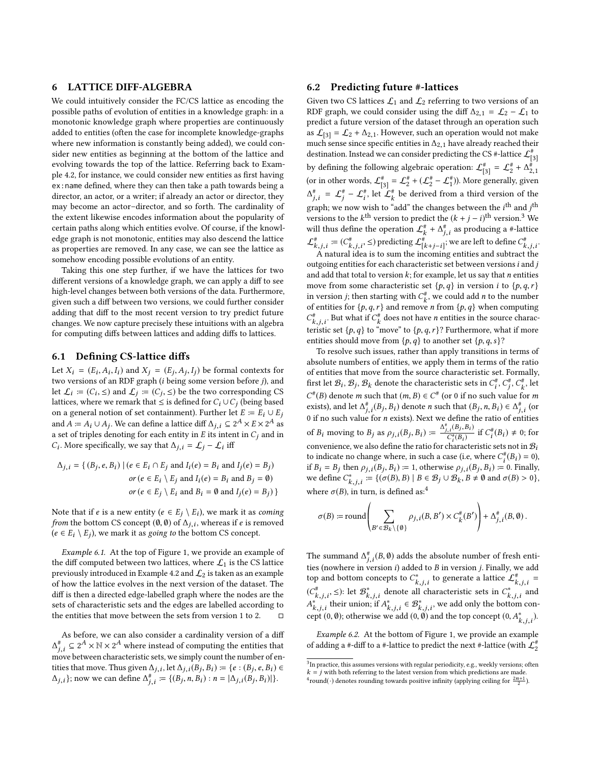## 6 LATTICE DIFF-ALGEBRA

We could intuitively consider the FC/CS lattice as encoding the possible paths of evolution of entities in a knowledge graph: in a monotonic knowledge graph where properties are continuously added to entities (often the case for incomplete knowledge-graphs where new information is constantly being added), we could consider new entities as beginning at the bottom of the lattice and evolving towards the top of the lattice. Referring back to Example 4.2, for instance, we could consider new entities as first having `ex:name` defined, where they can then take a path towards being a director, an actor, or a writer; if already an actor or director, they may become an actor–director, and so forth. The cardinality of the extent likewise encodes information about the popularity of certain paths along which entities evolve. Of course, if the knowledge graph is not monotonic, entities may also descend the lattice as properties are removed. In any case, we can see the lattice as somehow encoding possible evolutions of an entity.

Taking this one step further, if we have the lattices for two different versions of a knowledge graph, we can apply a diff to see high-level changes between both versions of the data. Furthermore, given such a diff between two versions, we could further consider adding that diff to the most recent version to try predict future changes. We now capture precisely these intuitions with an algebra for computing diffs between lattices and adding diffs to lattices.

### 6.1 Defining CS-lattice diffs

Let $X_i = (E_i, A_i, I_i)$ and $X_j = (E_j, A_j, I_j)$ be formal contexts for two versions of an RDF graph ($i$ being some version before $j$), and let $\mathcal{L}_i := (C_i, \leq)$ and $\mathcal{L}_j := (C_j, \leq)$ be the two corresponding CS lattices, where we remark that $\leq$ is defined for $C_i \cup C_j$ (being based on a general notion of set containment). Further let $E := E_i \cup E_j$ and $A := A_i \cup A_j$. We can define a lattice diff $\Delta_{j,i} \subseteq 2^A \times E \times 2^A$ as a set of triples denoting for each entity in $E$ its intent in $C_j$ and in $C_i$. More specifically, we say that $\Delta_{j,i} = \mathcal{L}_j - \mathcal{L}_i$ iff

$$\begin{aligned}\Delta_{j,i} = \{\, (B_j, e, B_i) \mid\, & (e \in E_i \cap E_j \text{ and } I_i(e) = B_i \text{ and } I_j(e) = B_j) \\ & \textit{or } (e \in E_i \setminus E_j \text{ and } I_i(e) = B_i \text{ and } B_j = \emptyset) \\ & \textit{or } (e \in E_j \setminus E_i \text{ and } B_i = \emptyset \text{ and } I_j(e) = B_j) \,\}\end{aligned}$$

Note that if $e$ is a new entity ($e \in E_j \setminus E_i$), we mark it as *coming from* the bottom CS concept $(\emptyset, \emptyset)$ of $\Delta_{j,i}$, whereas if $e$ is removed ($e \in E_i \setminus E_j$), we mark it as *going to* the bottom CS concept.

*Example 6.1.* At the top of Figure 1, we provide an example of the diff computed between two lattices, where $\mathcal{L}_1$ is the CS lattice previously introduced in Example 4.2 and $\mathcal{L}_2$ is taken as an example of how the lattice evolves in the next version of the dataset. The diff is then a directed edge-labelled graph where the nodes are the sets of characteristic sets and the edges are labelled according to the entities that move between the sets from version 1 to 2. □

As before, we can also consider a cardinality version of a diff $\Delta^\#_{j,i} \subseteq 2^A \times \mathbb{N} \times 2^A$ where instead of computing the entities that move between characteristic sets, we simply count the number of entities that move. Thus given $\Delta_{j,i}$, let $\Delta_{j,i}(B_j, B_i) := \{e : (B_j, e, B_i) \in \Delta_{j,i}\}$; now we can define $\Delta^\#_{j,i} := \{(B_j, n, B_i) : n = |\Delta_{j,i}(B_j, B_i)|\}$.

### 6.2 Predicting future #-lattices

Given two CS lattices $\mathcal{L}_1$ and $\mathcal{L}_2$ referring to two versions of an RDF graph, we could consider using the diff $\Delta_{2,1} = \mathcal{L}_2 - \mathcal{L}_1$ to predict a future version of the dataset through an operation such as $\mathcal{L}_{[3]} = \mathcal{L}_2 + \Delta_{2,1}$. However, such an operation would not make much sense since specific entities in $\Delta_{2,1}$ have already reached their destination. Instead we can consider predicting the CS #-lattice $\mathcal{L}^\#_{[3]}$ by defining the following algebraic operation: $\mathcal{L}^\#_{[3]} = \mathcal{L}^\#_2 + \Delta^\#_{2,1}$ (or in other words, $\mathcal{L}^\#_{[3]} = \mathcal{L}^\#_2 + (\mathcal{L}^\#_2 - \mathcal{L}^\#_1)$). More generally, given $\Delta^\#_{j,i} = \mathcal{L}^\#_j - \mathcal{L}^\#_i$, let $\mathcal{L}^\#_k$ be derived from a third version of the graph; we now wish to "add" the changes between the $i^{\text{th}}$ and $j^{\text{th}}$ versions to the $k^{\text{th}}$ version to predict the $(k + j - i)^{\text{th}}$ version.[3] We will thus define the operation $\mathcal{L}^\#_k + \Delta^\#_{j,i}$ as producing a #-lattice $\mathcal{L}^\#_{k,j,i} := (C^\#_{k,j,i}, \leq)$ predicting $\mathcal{L}^\#_{[k+j-i]}$; we are left to define $C^\#_{k,j,i}$.

A natural idea is to sum the incoming entities and subtract the outgoing entities for each characteristic set between versions $i$ and $j$ and add that total to version $k$; for example, let us say that $n$ entities move from some characteristic set $\{p, q\}$ in version $i$ to $\{p, q, r\}$ in version $j$; then starting with $C^\#_k$, we could add $n$ to the number of entities for $\{p, q, r\}$ and remove $n$ from $\{p, q\}$ when computing $C^\#_{k,j,i}$. But what if $C^\#_k$ does not have $n$ entities in the source characteristic set $\{p, q\}$ to "move" to $\{p, q, r\}$? Furthermore, what if more entities should move from $\{p, q\}$ to another set $\{p, q, s\}$?

To resolve such issues, rather than apply transitions in terms of absolute numbers of entities, we apply them in terms of the ratio of entities that move from the source characteristic set. Formally, first let $\mathcal{B}_i, \mathcal{B}_j, \mathcal{B}_k$ denote the characteristic sets in $C^\#_i, C^\#_j, C^\#_k$, let $C^\#(B)$ denote $m$ such that $(m, B) \in C^\#$ (or 0 if no such value for $m$ exists), and let $\Delta^\#_{j,i}(B_j, B_i)$ denote $n$ such that $(B_j, n, B_i) \in \Delta^\#_{j,i}$ (or 0 if no such value for $n$ exists). Next we define the ratio of entities of $B_i$ moving to $B_j$ as $\rho_{j,i}(B_j, B_i) := \frac{\Delta^\#_{j,i}(B_j, B_i)}{C^\#_i(B_i)}$ if $C^\#_i(B_i) \neq 0$; for convenience, we also define the ratio for characteristic sets not in $\mathcal{B}_i$ to indicate no change where, in such a case (i.e, where $C^\#_i(B_i) = 0$), if $B_i = B_j$ then $\rho_{j,i}(B_j, B_i) := 1$, otherwise $\rho_{j,i}(B_j, B_i) := 0$. Finally, we define $C^*_{k,j,i} := \{(\sigma(B), B) \mid B \in \mathcal{B}_j \cup \mathcal{B}_k, B \neq \emptyset \text{ and } \sigma(B) > 0\}$, where $\sigma(B)$, in turn, is defined as:[4]

$$\sigma(B) := \text{round}\left( \sum_{B' \in \mathcal{B}_k \setminus \{\emptyset\}} \rho_{j,i}(B, B') \times C^\#_k(B') \right) + \Delta^\#_{j,i}(B, \emptyset)\,.$$

The summand $\Delta^\#_{j,i}(B, \emptyset)$ adds the absolute number of fresh entities (nowhere in version $i$) added to $B$ in version $j$. Finally, we add top and bottom concepts to $C^*_{k,j,i}$ to generate a lattice $\mathcal{L}^\#_{k,j,i} = (C^*_{k,j,i}, \leq)$: let $\mathcal{B}^*_{k,j,i}$ denote all characteristic sets in $C^*_{k,j,i}$ and $A^*_{k,j,i}$ their union; if $A^*_{k,j,i} \in \mathcal{B}^*_{k,j,i}$, we add only the bottom concept $(0, \emptyset)$; otherwise we add $(0, \emptyset)$ and the top concept $(0, A^*_{k,j,i})$.

*Example 6.2.* At the bottom of Figure 1, we provide an example of adding a #-diff to a #-lattice to predict the next #-lattice (with $\mathcal{L}^\#_2$

[3] In practice, this assumes versions with regular periodicity, e.g., weekly versions; often $k = j$ with both referring to the latest version from which predictions are made.

[4] round$(\cdot)$ denotes rounding towards positive infinity (applying ceiling for $\frac{2n+1}{2}$).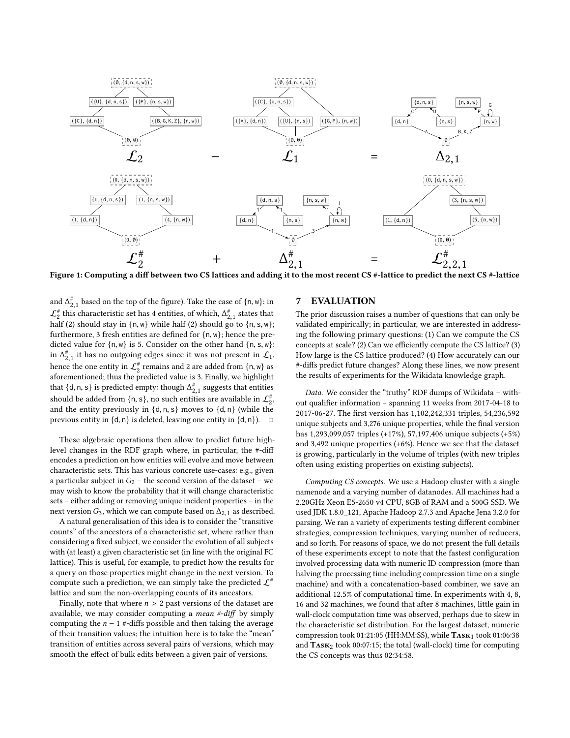Figure 1: Computing a diff between two CS lattices and adding it to the most recent CS #-lattice to predict the next CS #-lattice

and $\Delta^{\#}_{2,1}$ based on the top of the figure). Take the case of {n, w}: in $\mathcal{L}^{\#}_2$ this characteristic set has 4 entities, of which, $\Delta^{\#}_{2,1}$ states that half (2) should stay in {n, w} while half (2) should go to {n, s, w}; furthermore, 3 fresh entities are defined for {n, w}; hence the predicted value for {n, w} is 5. Consider on the other hand {n, s, w}: in $\Delta^{\#}_{2,1}$ it has no outgoing edges since it was not present in $\mathcal{L}_1$, hence the one entity in $\mathcal{L}^{\#}_2$ remains and 2 are added from {n, w} as aforementioned; thus the predicted value is 3. Finally, we highlight that {d, n, s} is predicted empty: though $\Delta^{\#}_{2,1}$ suggests that entities should be added from {n, s}, no such entities are available in $\mathcal{L}^{\#}_2$, and the entity previously in {d, n, s} moves to {d, n} (while the previous entity in {d, n} is deleted, leaving one entity in {d, n}). □

These algebraic operations then allow to predict future high-level changes in the RDF graph where, in particular, the #-diff encodes a prediction on how entities will evolve and move between characteristic sets. This has various concrete use-cases: e.g., given a particular subject in $G_2$ – the second version of the dataset – we may wish to know the probability that it will change characteristic sets – either adding or removing unique incident properties – in the next version $G_3$, which we can compute based on $\Delta_{2,1}$ as described.

A natural generalisation of this idea is to consider the "transitive counts" of the ancestors of a characteristic set, where rather than considering a fixed subject, we consider the evolution of all subjects with (at least) a given characteristic set (in line with the original FC lattice). This is useful, for example, to predict how the results for a query on those properties might change in the next version. To compute such a prediction, we can simply take the predicted $\mathcal{L}^{\#}$ lattice and sum the non-overlapping counts of its ancestors.

Finally, note that where $n > 2$ past versions of the dataset are available, we may consider computing a *mean #-diff* by simply computing the $n - 1$ #-diffs possible and then taking the average of their transition values; the intuition here is to take the "mean" transition of entities across several pairs of versions, which may smooth the effect of bulk edits between a given pair of versions.

## 7 EVALUATION

The prior discussion raises a number of questions that can only be validated empirically; in particular, we are interested in addressing the following primary questions: (1) Can we compute the CS concepts at scale? (2) Can we efficiently compute the CS lattice? (3) How large is the CS lattice produced? (4) How accurately can our #-diffs predict future changes? Along these lines, we now present the results of experiments for the Wikidata knowledge graph.

*Data.* We consider the "truthy" RDF dumps of Wikidata – without qualifier information – spanning 11 weeks from 2017-04-18 to 2017-06-27. The first version has 1,102,242,331 triples, 54,236,592 unique subjects and 3,276 unique properties, while the final version has 1,293,099,057 triples (+17%), 57,197,406 unique subjects (+5%) and 3,492 unique properties (+6%). Hence we see that the dataset is growing, particularly in the volume of triples (with new triples often using existing properties on existing subjects).

*Computing CS concepts.* We use a Hadoop cluster with a single namenode and a varying number of datanodes. All machines had a 2.20GHz Xeon E5-2650 v4 CPU, 8GB of RAM and a 500G SSD. We used JDK 1.8.0_121, Apache Hadoop 2.7.3 and Apache Jena 3.2.0 for parsing. We ran a variety of experiments testing different combiner strategies, compression techniques, varying number of reducers, and so forth. For reasons of space, we do not present the full details of these experiments except to note that the fastest configuration involved processing data with numeric ID compression (more than halving the processing time including compression time on a single machine) and with a concatenation-based combiner, we save an additional 12.5% of computational time. In experiments with 4, 8, 16 and 32 machines, we found that after 8 machines, little gain in wall-clock computation time was observed, perhaps due to skew in the characteristic set distribution. For the largest dataset, numeric compression took 01:21:05 (HH:MM:SS), while **Task**$_1$ took 01:06:38 and **Task**$_2$ took 00:07:15; the total (wall-clock) time for computing the CS concepts was thus 02:34:58.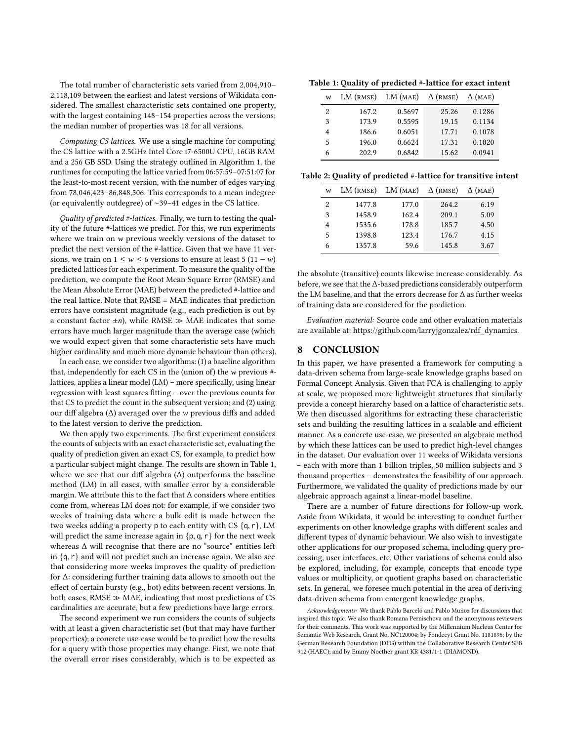The total number of characteristic sets varied from 2,004,910–2,118,109 between the earliest and latest versions of Wikidata considered. The smallest characteristic sets contained one property, with the largest containing 148–154 properties across the versions; the median number of properties was 18 for all versions.

*Computing CS lattices.* We use a single machine for computing the CS lattice with a 2.5GHz Intel Core i7-6500U CPU, 16GB RAM and a 256 GB SSD. Using the strategy outlined in Algorithm 1, the runtimes for computing the lattice varied from 06:57:59–07:51:07 for the least-to-most recent version, with the number of edges varying from 78,046,423–86,848,506. This corresponds to a mean indegree (or equivalently outdegree) of ∼39–41 edges in the CS lattice.

*Quality of predicted #-lattices.* Finally, we turn to testing the quality of the future #-lattices we predict. For this, we run experiments where we train on $w$ previous weekly versions of the dataset to predict the next version of the #-lattice. Given that we have 11 versions, we train on $1 \leq w \leq 6$ versions to ensure at least 5 $(11 - w)$ predicted lattices for each experiment. To measure the quality of the prediction, we compute the Root Mean Square Error (RMSE) and the Mean Absolute Error (MAE) between the predicted #-lattice and the real lattice. Note that RMSE = MAE indicates that prediction errors have consistent magnitude (e.g., each prediction is out by a constant factor $\pm n$), while RMSE $\gg$ MAE indicates that some errors have much larger magnitude than the average case (which we would expect given that some characteristic sets have much higher cardinality and much more dynamic behaviour than others).

In each case, we consider two algorithms: (1) a baseline algorithm that, independently for each CS in the (union of) the $w$ previous #-lattices, applies a linear model (LM) – more specifically, using linear regression with least squares fitting – over the previous counts for that CS to predict the count in the subsequent version; and (2) using our diff algebra ($\Delta$) averaged over the $w$ previous diffs and added to the latest version to derive the prediction.

We then apply two experiments. The first experiment considers the counts of subjects with an exact characteristic set, evaluating the quality of prediction given an exact CS, for example, to predict how a particular subject might change. The results are shown in Table 1, where we see that our diff algebra ($\Delta$) outperforms the baseline method (LM) in all cases, with smaller error by a considerable margin. We attribute this to the fact that $\Delta$ considers where entities come from, whereas LM does not: for example, if we consider two weeks of training data where a bulk edit is made between the two weeks adding a property p to each entity with CS {q, r}, LM will predict the same increase again in {p, q, r} for the next week whereas $\Delta$ will recognise that there are no "source" entities left in {q, r} and will not predict such an increase again. We also see that considering more weeks improves the quality of prediction for $\Delta$: considering further training data allows to smooth out the effect of certain bursty (e.g., bot) edits between recent versions. In both cases, RMSE $\gg$ MAE, indicating that most predictions of CS cardinalities are accurate, but a few predictions have large errors.

The second experiment we run considers the counts of subjects with at least a given characteristic set (but that may have further properties); a concrete use-case would be to predict how the results for a query with those properties may change. First, we note that the overall error rises considerably, which is to be expected as the absolute (transitive) counts likewise increase considerably. As before, we see that the $\Delta$-based predictions considerably outperform the LM baseline, and that the errors decrease for $\Delta$ as further weeks of training data are considered for the prediction.

**Table 1: Quality of predicted #-lattice for exact intent**

| $w$ | LM (RMSE) | LM (MAE) | $\Delta$ (RMSE) | $\Delta$ (MAE) |
|---|---|---|---|---|
| 2 | 167.2 | 0.5697 | 25.26 | 0.1286 |
| 3 | 173.9 | 0.5595 | 19.15 | 0.1134 |
| 4 | 186.6 | 0.6051 | 17.71 | 0.1078 |
| 5 | 196.0 | 0.6624 | 17.31 | 0.1020 |
| 6 | 202.9 | 0.6842 | 15.62 | 0.0941 |

**Table 2: Quality of predicted #-lattice for transitive intent**

| $w$ | LM (RMSE) | LM (MAE) | $\Delta$ (RMSE) | $\Delta$ (MAE) |
|---|---|---|---|---|
| 2 | 1477.8 | 177.0 | 264.2 | 6.19 |
| 3 | 1458.9 | 162.4 | 209.1 | 5.09 |
| 4 | 1535.6 | 178.8 | 185.7 | 4.50 |
| 5 | 1398.8 | 123.4 | 176.7 | 4.15 |
| 6 | 1357.8 | 59.6 | 145.8 | 3.67 |

*Evaluation material:* Source code and other evaluation materials are available at: https://github.com/larryjgonzalez/rdf_dynamics.

## 8 CONCLUSION

In this paper, we have presented a framework for computing a data-driven schema from large-scale knowledge graphs based on Formal Concept Analysis. Given that FCA is challenging to apply at scale, we proposed more lightweight structures that similarly provide a concept hierarchy based on a lattice of characteristic sets. We then discussed algorithms for extracting these characteristic sets and building the resulting lattices in a scalable and efficient manner. As a concrete use-case, we presented an algebraic method by which these lattices can be used to predict high-level changes in the dataset. Our evaluation over 11 weeks of Wikidata versions – each with more than 1 billion triples, 50 million subjects and 3 thousand properties – demonstrates the feasibility of our approach. Furthermore, we validated the quality of predictions made by our algebraic approach against a linear-model baseline.

There are a number of future directions for follow-up work. Aside from Wikidata, it would be interesting to conduct further experiments on other knowledge graphs with different scales and different types of dynamic behaviour. We also wish to investigate other applications for our proposed schema, including query processing, user interfaces, etc. Other variations of schema could also be explored, including, for example, concepts that encode type values or multiplicity, or quotient graphs based on characteristic sets. In general, we foresee much potential in the area of deriving data-driven schema from emergent knowledge graphs.

*Acknowledgements:* We thank Pablo Barceló and Pablo Muñoz for discussions that inspired this topic. We also thank Romana Pernischova and the anonymous reviewers for their comments. This work was supported by the Millennium Nucleus Center for Semantic Web Research, Grant No. NC120004; by Fondecyt Grant No. 1181896; by the German Research Foundation (DFG) within the Collaborative Research Center SFB 912 (HAEC); and by Emmy Noether grant KR 4381/1-1 (DIAMOND).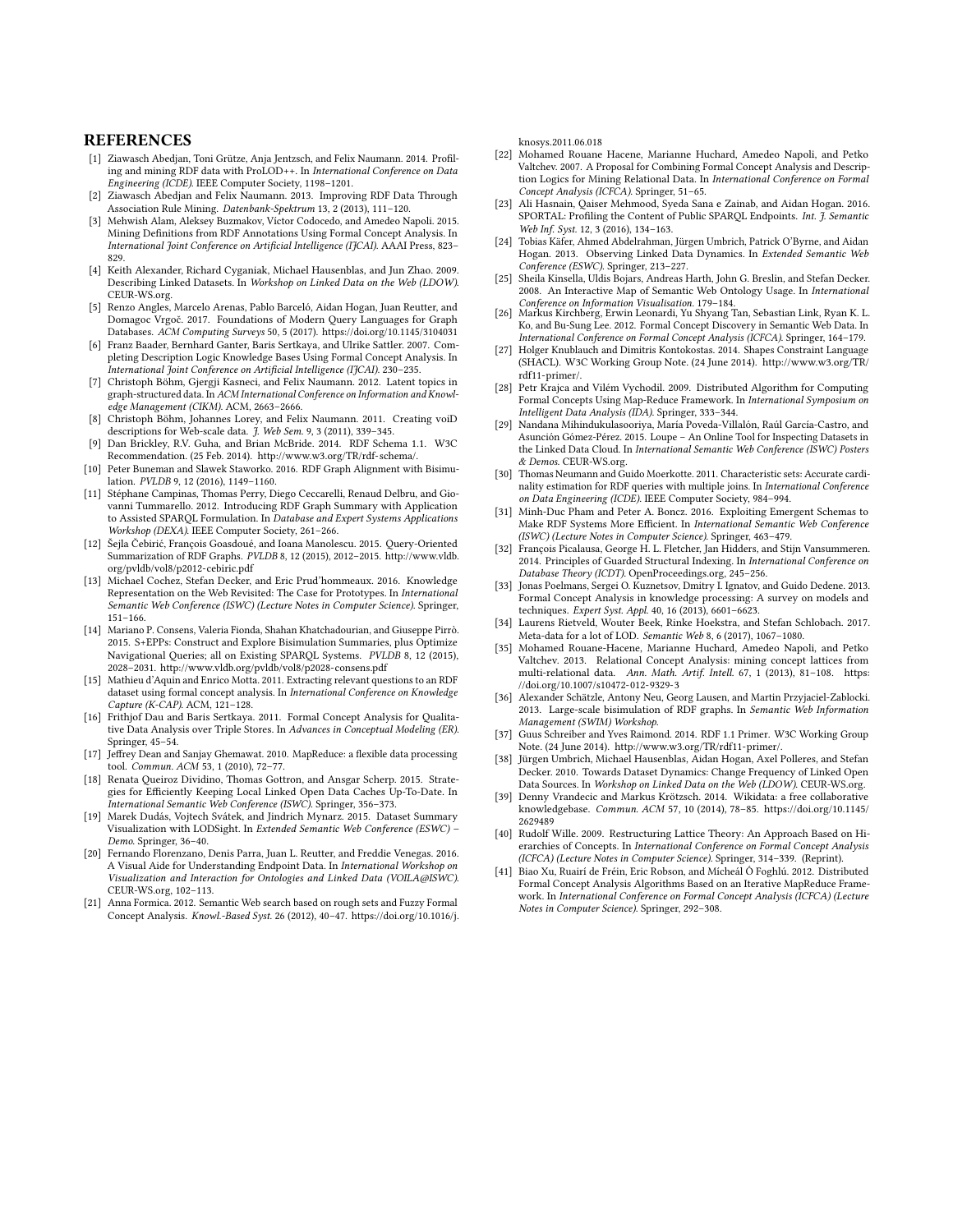## REFERENCES

[1] Ziawasch Abedjan, Toni Grütze, Anja Jentzsch, and Felix Naumann. 2014. Profiling and mining RDF data with ProLOD++. In *International Conference on Data Engineering (ICDE)*. IEEE Computer Society, 1198–1201.

[2] Ziawasch Abedjan and Felix Naumann. 2013. Improving RDF Data Through Association Rule Mining. *Datenbank-Spektrum* 13, 2 (2013), 111–120.

[3] Mehwish Alam, Aleksey Buzmakov, Víctor Codocedo, and Amedeo Napoli. 2015. Mining Definitions from RDF Annotations Using Formal Concept Analysis. In *International Joint Conference on Artificial Intelligence (IJCAI)*. AAAI Press, 823–829.

[4] Keith Alexander, Richard Cyganiak, Michael Hausenblas, and Jun Zhao. 2009. Describing Linked Datasets. In *Workshop on Linked Data on the Web (LDOW)*. CEUR-WS.org.

[5] Renzo Angles, Marcelo Arenas, Pablo Barceló, Aidan Hogan, Juan Reutter, and Domagoc Vrgoč. 2017. Foundations of Modern Query Languages for Graph Databases. *ACM Computing Surveys* 50, 5 (2017). https://doi.org/10.1145/3104031

[6] Franz Baader, Bernhard Ganter, Baris Sertkaya, and Ulrike Sattler. 2007. Completing Description Logic Knowledge Bases Using Formal Concept Analysis. In *International Joint Conference on Artificial Intelligence (IJCAI)*. 230–235.

[7] Christoph Böhm, Gjergji Kasneci, and Felix Naumann. 2012. Latent topics in graph-structured data. In *ACM International Conference on Information and Knowledge Management (CIKM)*. ACM, 2663–2666.

[8] Christoph Böhm, Johannes Lorey, and Felix Naumann. 2011. Creating voiD descriptions for Web-scale data. *J. Web Sem.* 9, 3 (2011), 339–345.

[9] Dan Brickley, R.V. Guha, and Brian McBride. 2014. RDF Schema 1.1. W3C Recommendation. (25 Feb. 2014). http://www.w3.org/TR/rdf-schema/.

[10] Peter Buneman and Slawek Staworko. 2016. RDF Graph Alignment with Bisimulation. *PVLDB* 9, 12 (2016), 1149–1160.

[11] Stéphane Campinas, Thomas Perry, Diego Ceccarelli, Renaud Delbru, and Giovanni Tummarello. 2012. Introducing RDF Graph Summary with Application to Assisted SPARQL Formulation. In *Database and Expert Systems Applications Workshop (DEXA)*. IEEE Computer Society, 261–266.

[12] Šejla Čebirić, François Goasdoué, and Ioana Manolescu. 2015. Query-Oriented Summarization of RDF Graphs. *PVLDB* 8, 12 (2015), 2012–2015. http://www.vldb.org/pvldb/vol8/p2012-cebiric.pdf

[13] Michael Cochez, Stefan Decker, and Eric Prud'hommeaux. 2016. Knowledge Representation on the Web Revisited: The Case for Prototypes. In *International Semantic Web Conference (ISWC) (Lecture Notes in Computer Science)*. Springer, 151–166.

[14] Mariano P. Consens, Valeria Fionda, Shahan Khatchadourian, and Giuseppe Pirrò. 2015. S+EPPs: Construct and Explore Bisimulation Summaries, plus Optimize Navigational Queries; all on Existing SPARQL Systems. *PVLDB* 8, 12 (2015), 2028–2031. http://www.vldb.org/pvldb/vol8/p2028-consens.pdf

[15] Mathieu d'Aquin and Enrico Motta. 2011. Extracting relevant questions to an RDF dataset using formal concept analysis. In *International Conference on Knowledge Capture (K-CAP)*. ACM, 121–128.

[16] Frithjof Dau and Baris Sertkaya. 2011. Formal Concept Analysis for Qualitative Data Analysis over Triple Stores. In *Advances in Conceptual Modeling (ER)*. Springer, 45–54.

[17] Jeffrey Dean and Sanjay Ghemawat. 2010. MapReduce: a flexible data processing tool. *Commun. ACM* 53, 1 (2010), 72–77.

[18] Renata Queiroz Dividino, Thomas Gottron, and Ansgar Scherp. 2015. Strategies for Efficiently Keeping Local Linked Open Data Caches Up-To-Date. In *International Semantic Web Conference (ISWC)*. Springer, 356–373.

[19] Marek Dudáš, Vojtech Svátek, and Jindrich Mynarz. 2015. Dataset Summary Visualization with LODSight. In *Extended Semantic Web Conference (ESWC) – Demo*. Springer, 36–40.

[20] Fernando Florenzano, Denis Parra, Juan L. Reutter, and Freddie Venegas. 2016. A Visual Aide for Understanding Endpoint Data. In *International Workshop on Visualization and Interaction for Ontologies and Linked Data (VOILA@ISWC)*. CEUR-WS.org, 102–113.

[21] Anna Formica. 2012. Semantic Web search based on rough sets and Fuzzy Formal Concept Analysis. *Knowl.-Based Syst.* 26 (2012), 40–47. https://doi.org/10.1016/j.knosys.2011.06.018

[22] Mohamed Rouane Hacene, Marianne Huchard, Amedeo Napoli, and Petko Valtchev. 2007. A Proposal for Combining Formal Concept Analysis and Description Logics for Mining Relational Data. In *International Conference on Formal Concept Analysis (ICFCA)*. Springer, 51–65.

[23] Ali Hasnain, Qaiser Mehmood, Syeda Sana e Zainab, and Aidan Hogan. 2016. SPORTAL: Profiling the Content of Public SPARQL Endpoints. *Int. J. Semantic Web Inf. Syst.* 12, 3 (2016), 134–163.

[24] Tobias Käfer, Ahmed Abdelrahman, Jürgen Umbrich, Patrick O'Byrne, and Aidan Hogan. 2013. Observing Linked Data Dynamics. In *Extended Semantic Web Conference (ESWC)*. Springer, 213–227.

[25] Sheila Kinsella, Uldis Bojars, Andreas Harth, John G. Breslin, and Stefan Decker. 2008. An Interactive Map of Semantic Web Ontology Usage. In *International Conference on Information Visualisation*. 179–184.

[26] Markus Kirchberg, Erwin Leonardi, Yu Shyang Tan, Sebastian Link, Ryan K. L. Ko, and Bu-Sung Lee. 2012. Formal Concept Discovery in Semantic Web Data. In *International Conference on Formal Concept Analysis (ICFCA)*. Springer, 164–179.

[27] Holger Knublauch and Dimitris Kontokostas. 2014. Shapes Constraint Language (SHACL). W3C Working Group Note. (24 June 2014). http://www.w3.org/TR/rdf11-primer/.

[28] Petr Krajca and Vilém Vychodil. 2009. Distributed Algorithm for Computing Formal Concepts Using Map-Reduce Framework. In *International Symposium on Intelligent Data Analysis (IDA)*. Springer, 333–344.

[29] Nandana Mihindukulasooriya, María Poveda-Villalón, Raúl García-Castro, and Asunción Gómez-Pérez. 2015. Loupe – An Online Tool for Inspecting Datasets in the Linked Data Cloud. In *International Semantic Web Conference (ISWC) Posters & Demos*. CEUR-WS.org.

[30] Thomas Neumann and Guido Moerkotte. 2011. Characteristic sets: Accurate cardinality estimation for RDF queries with multiple joins. In *International Conference on Data Engineering (ICDE)*. IEEE Computer Society, 984–994.

[31] Minh-Duc Pham and Peter A. Boncz. 2016. Exploiting Emergent Schemas to Make RDF Systems More Efficient. In *International Semantic Web Conference (ISWC) (Lecture Notes in Computer Science)*. Springer, 463–479.

[32] François Picalausa, George H. L. Fletcher, Jan Hidders, and Stijn Vansummeren. 2014. Principles of Guarded Structural Indexing. In *International Conference on Database Theory (ICDT)*. OpenProceedings.org, 245–256.

[33] Jonas Poelmans, Sergei O. Kuznetsov, Dmitry I. Ignatov, and Guido Dedene. 2013. Formal Concept Analysis in knowledge processing: A survey on models and techniques. *Expert Syst. Appl.* 40, 16 (2013), 6601–6623.

[34] Laurens Rietveld, Wouter Beek, Rinke Hoekstra, and Stefan Schlobach. 2017. Meta-data for a lot of LOD. *Semantic Web* 8, 6 (2017), 1067–1080.

[35] Mohamed Rouane-Hacene, Marianne Huchard, Amedeo Napoli, and Petko Valtchev. 2013. Relational Concept Analysis: mining concept lattices from multi-relational data. *Ann. Math. Artif. Intell.* 67, 1 (2013), 81–108. https://doi.org/10.1007/s10472-012-9329-3

[36] Alexander Schätzle, Antony Neu, Georg Lausen, and Martin Przyjaciel-Zablocki. 2013. Large-scale bisimulation of RDF graphs. In *Semantic Web Information Management (SWIM) Workshop*.

[37] Guus Schreiber and Yves Raimond. 2014. RDF 1.1 Primer. W3C Working Group Note. (24 June 2014). http://www.w3.org/TR/rdf11-primer/.

[38] Jürgen Umbrich, Michael Hausenblas, Aidan Hogan, Axel Polleres, and Stefan Decker. 2010. Towards Dataset Dynamics: Change Frequency of Linked Open Data Sources. In *Workshop on Linked Data on the Web (LDOW)*. CEUR-WS.org.

[39] Denny Vrandecic and Markus Krötzsch. 2014. Wikidata: a free collaborative knowledgebase. *Commun. ACM* 57, 10 (2014), 78–85. https://doi.org/10.1145/2629489

[40] Rudolf Wille. 2009. Restructuring Lattice Theory: An Approach Based on Hierarchies of Concepts. In *International Conference on Formal Concept Analysis (ICFCA) (Lecture Notes in Computer Science)*. Springer, 314–339. (Reprint).

[41] Biao Xu, Ruairí de Fréin, Eric Robson, and Mícheál Ó Foghlú. 2012. Distributed Formal Concept Analysis Algorithms Based on an Iterative MapReduce Framework. In *International Conference on Formal Concept Analysis (ICFCA) (Lecture Notes in Computer Science)*. Springer, 292–308.